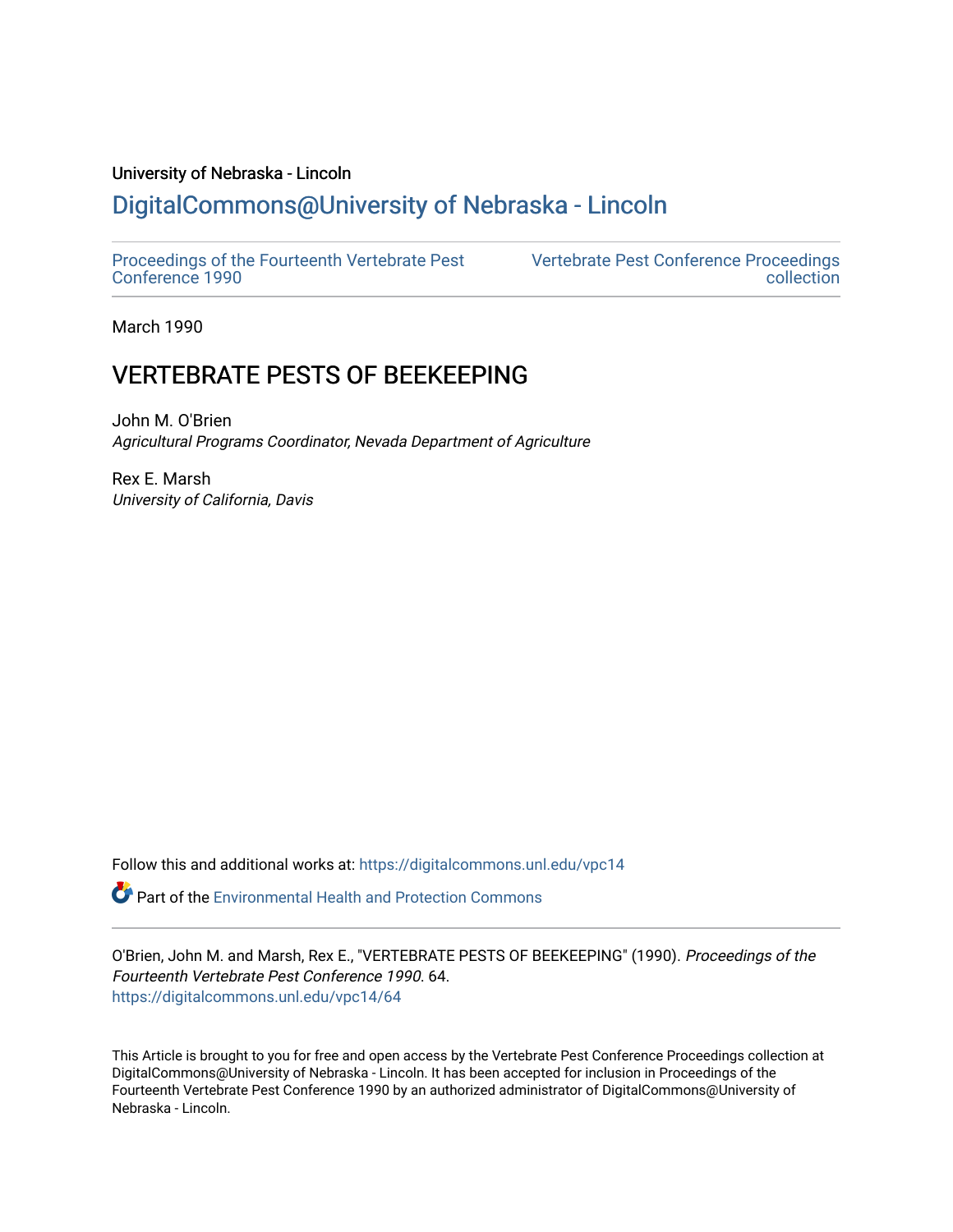University of Nebraska - Lincoln

## DigitalCommons@University of Nebraska - Lincoln

Proceedings of the Fourteenth Vertebrate Pest Conference 1990

Vertebrate Pest Conference Proceedings collection

March 1990

# VERTEBRATE PESTS OF BEEKEEPING

John M. O'Brien
*Agricultural Programs Coordinator, Nevada Department of Agriculture*

Rex E. Marsh
*University of California, Davis*

Follow this and additional works at: https://digitalcommons.unl.edu/vpc14

Part of the Environmental Health and Protection Commons

O'Brien, John M. and Marsh, Rex E., "VERTEBRATE PESTS OF BEEKEEPING" (1990). *Proceedings of the Fourteenth Vertebrate Pest Conference 1990*. 64.
https://digitalcommons.unl.edu/vpc14/64

This Article is brought to you for free and open access by the Vertebrate Pest Conference Proceedings collection at DigitalCommons@University of Nebraska - Lincoln. It has been accepted for inclusion in Proceedings of the Fourteenth Vertebrate Pest Conference 1990 by an authorized administrator of DigitalCommons@University of Nebraska - Lincoln.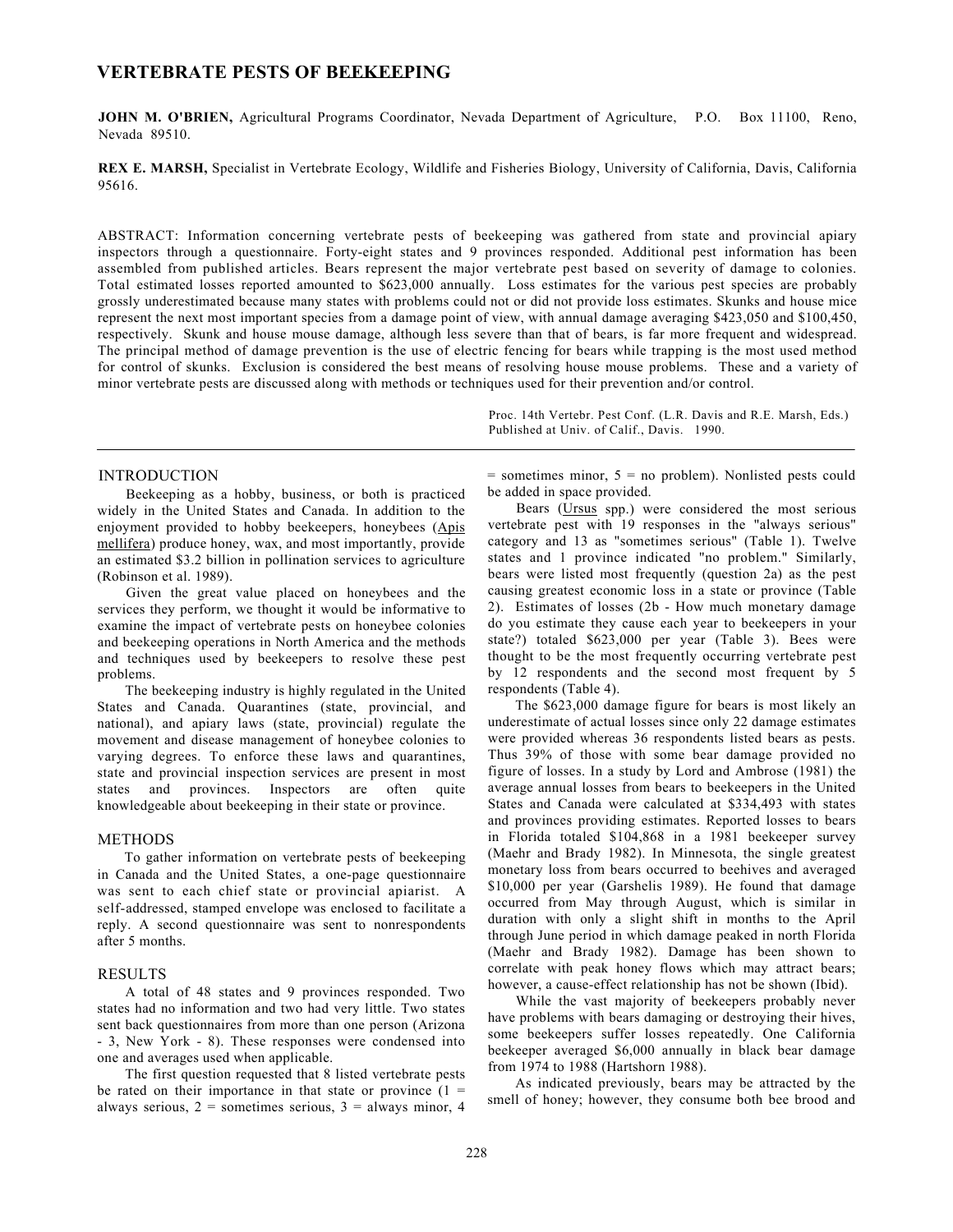# VERTEBRATE PESTS OF BEEKEEPING

**JOHN M. O'BRIEN,** Agricultural Programs Coordinator, Nevada Department of Agriculture, P.O. Box 11100, Reno, Nevada 89510.

**REX E. MARSH,** Specialist in Vertebrate Ecology, Wildlife and Fisheries Biology, University of California, Davis, California 95616.

ABSTRACT: Information concerning vertebrate pests of beekeeping was gathered from state and provincial apiary inspectors through a questionnaire. Forty-eight states and 9 provinces responded. Additional pest information has been assembled from published articles. Bears represent the major vertebrate pest based on severity of damage to colonies. Total estimated losses reported amounted to $623,000 annually. Loss estimates for the various pest species are probably grossly underestimated because many states with problems could not or did not provide loss estimates. Skunks and house mice represent the next most important species from a damage point of view, with annual damage averaging $423,050 and $100,450, respectively. Skunk and house mouse damage, although less severe than that of bears, is far more frequent and widespread. The principal method of damage prevention is the use of electric fencing for bears while trapping is the most used method for control of skunks. Exclusion is considered the best means of resolving house mouse problems. These and a variety of minor vertebrate pests are discussed along with methods or techniques used for their prevention and/or control.

Proc. 14th Vertebr. Pest Conf. (L.R. Davis and R.E. Marsh, Eds.)
Published at Univ. of Calif., Davis. 1990.

## INTRODUCTION

Beekeeping as a hobby, business, or both is practiced widely in the United States and Canada. In addition to the enjoyment provided to hobby beekeepers, honeybees (Apis mellifera) produce honey, wax, and most importantly, provide an estimated $3.2 billion in pollination services to agriculture (Robinson et al. 1989).

Given the great value placed on honeybees and the services they perform, we thought it would be informative to examine the impact of vertebrate pests on honeybee colonies and beekeeping operations in North America and the methods and techniques used by beekeepers to resolve these pest problems.

The beekeeping industry is highly regulated in the United States and Canada. Quarantines (state, provincial, and national), and apiary laws (state, provincial) regulate the movement and disease management of honeybee colonies to varying degrees. To enforce these laws and quarantines, state and provincial inspection services are present in most states and provinces. Inspectors are often quite knowledgeable about beekeeping in their state or province.

## METHODS

To gather information on vertebrate pests of beekeeping in Canada and the United States, a one-page questionnaire was sent to each chief state or provincial apiarist. A self-addressed, stamped envelope was enclosed to facilitate a reply. A second questionnaire was sent to nonrespondents after 5 months.

## RESULTS

A total of 48 states and 9 provinces responded. Two states had no information and two had very little. Two states sent back questionnaires from more than one person (Arizona - 3, New York - 8). These responses were condensed into one and averages used when applicable.

The first question requested that 8 listed vertebrate pests be rated on their importance in that state or province (1 = always serious, 2 = sometimes serious, 3 = always minor, 4 = sometimes minor, 5 = no problem). Nonlisted pests could be added in space provided.

Bears (Ursus spp.) were considered the most serious vertebrate pest with 19 responses in the "always serious" category and 13 as "sometimes serious" (Table 1). Twelve states and 1 province indicated "no problem." Similarly, bears were listed most frequently (question 2a) as the pest causing greatest economic loss in a state or province (Table 2). Estimates of losses (2b - How much monetary damage do you estimate they cause each year to beekeepers in your state?) totaled $623,000 per year (Table 3). Bees were thought to be the most frequently occurring vertebrate pest by 12 respondents and the second most frequent by 5 respondents (Table 4).

The $623,000 damage figure for bears is most likely an underestimate of actual losses since only 22 damage estimates were provided whereas 36 respondents listed bears as pests. Thus 39% of those with some bear damage provided no figure of losses. In a study by Lord and Ambrose (1981) the average annual losses from bears to beekeepers in the United States and Canada were calculated at $334,493 with states and provinces providing estimates. Reported losses to bears in Florida totaled $104,868 in a 1981 beekeeper survey (Maehr and Brady 1982). In Minnesota, the single greatest monetary loss from bears occurred to beehives and averaged $10,000 per year (Garshelis 1989). He found that damage occurred from May through August, which is similar in duration with only a slight shift in months to the April through June period in which damage peaked in north Florida (Maehr and Brady 1982). Damage has been shown to correlate with peak honey flows which may attract bears; however, a cause-effect relationship has not be shown (Ibid).

While the vast majority of beekeepers probably never have problems with bears damaging or destroying their hives, some beekeepers suffer losses repeatedly. One California beekeeper averaged $6,000 annually in black bear damage from 1974 to 1988 (Hartshorn 1988).

As indicated previously, bears may be attracted by the smell of honey; however, they consume both bee brood and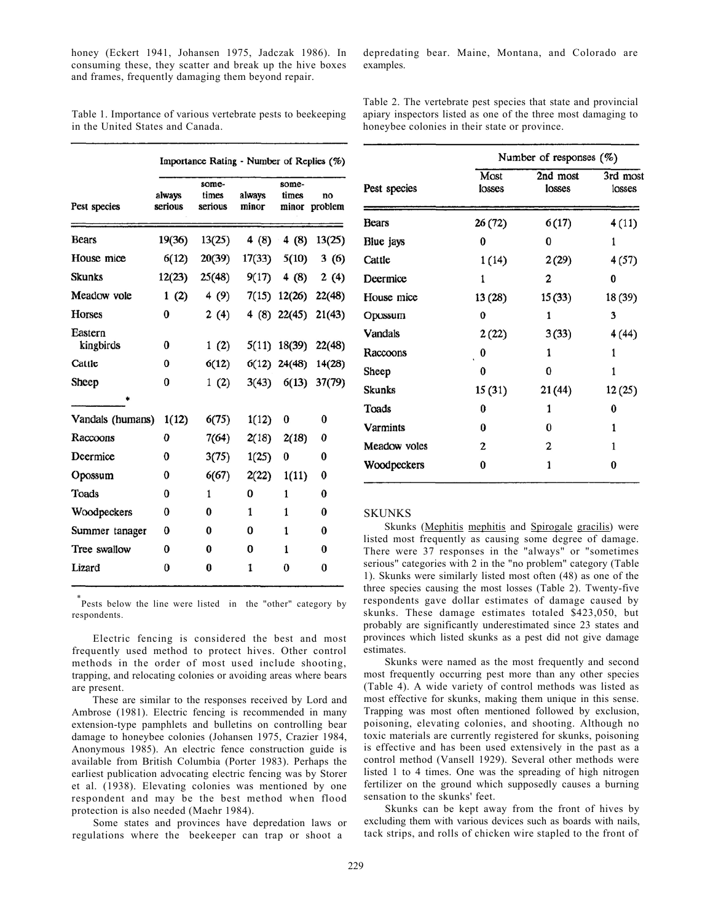honey (Eckert 1941, Johansen 1975, Jadczak 1986). In consuming these, they scatter and break up the hive boxes and frames, frequently damaging them beyond repair.

Table 1. Importance of various vertebrate pests to beekeeping in the United States and Canada.

| Pest species | Importance Rating - Number of Replies (%) | | | | |
|---|---|---|---|---|---|
| | always serious | some-times serious | always minor | some-times minor | no problem |
| Bears | 19(36) | 13(25) | 4 (8) | 4 (8) | 13(25) |
| House mice | 6(12) | 20(39) | 17(33) | 5(10) | 3 (6) |
| Skunks | 12(23) | 25(48) | 9(17) | 4 (8) | 2 (4) |
| Meadow vole | 1 (2) | 4 (9) | 7(15) | 12(26) | 22(48) |
| Horses | 0 | 2 (4) | 4 (8) | 22(45) | 21(43) |
| Eastern kingbirds | 0 | 1 (2) | 5(11) | 18(39) | 22(48) |
| Cattle | 0 | 6(12) | 6(12) | 24(48) | 14(28) |
| Sheep | 0 | 1 (2) | 3(43) | 6(13) | 37(79) |
| * | | | | | |
| Vandals (humans) | 1(12) | 6(75) | 1(12) | 0 | 0 |
| Raccoons | 0 | 7(64) | 2(18) | 2(18) | 0 |
| Deermice | 0 | 3(75) | 1(25) | 0 | 0 |
| Opossum | 0 | 6(67) | 2(22) | 1(11) | 0 |
| Toads | 0 | 1 | 0 | 1 | 0 |
| Woodpeckers | 0 | 0 | 1 | 1 | 0 |
| Summer tanager | 0 | 0 | 0 | 1 | 0 |
| Tree swallow | 0 | 0 | 0 | 1 | 0 |
| Lizard | 0 | 0 | 1 | 0 | 0 |

*Pests below the line were listed in the "other" category by respondents.

Electric fencing is considered the best and most frequently used method to protect hives. Other control methods in the order of most used include shooting, trapping, and relocating colonies or avoiding areas where bears are present.

These are similar to the responses received by Lord and Ambrose (1981). Electric fencing is recommended in many extension-type pamphlets and bulletins on controlling bear damage to honeybee colonies (Johansen 1975, Crazier 1984, Anonymous 1985). An electric fence construction guide is available from British Columbia (Porter 1983). Perhaps the earliest publication advocating electric fencing was by Storer et al. (1938). Elevating colonies was mentioned by one respondent and may be the best method when flood protection is also needed (Maehr 1984).

Some states and provinces have depredation laws or regulations where the beekeeper can trap or shoot a depredating bear. Maine, Montana, and Colorado are examples.

Table 2. The vertebrate pest species that state and provincial apiary inspectors listed as one of the three most damaging to honeybee colonies in their state or province.

| Pest species | Number of responses (%) | | |
|---|---|---|---|
| | Most losses | 2nd most losses | 3rd most losses |
| Bears | 26 (72) | 6 (17) | 4 (11) |
| Blue jays | 0 | 0 | 1 |
| Cattle | 1 (14) | 2 (29) | 4 (57) |
| Deermice | 1 | 2 | 0 |
| House mice | 13 (28) | 15 (33) | 18 (39) |
| Opossum | 0 | 1 | 3 |
| Vandals | 2 (22) | 3 (33) | 4 (44) |
| Raccoons | 0 | 1 | 1 |
| Sheep | 0 | 0 | 1 |
| Skunks | 15 (31) | 21 (44) | 12 (25) |
| Toads | 0 | 1 | 0 |
| Varmints | 0 | 0 | 1 |
| Meadow voles | 2 | 2 | 1 |
| Woodpeckers | 0 | 1 | 0 |

## SKUNKS

Skunks (Mephitis mephitis and Spirogale gracilis) were listed most frequently as causing some degree of damage. There were 37 responses in the "always" or "sometimes serious" categories with 2 in the "no problem" category (Table 1). Skunks were similarly listed most often (48) as one of the three species causing the most losses (Table 2). Twenty-five respondents gave dollar estimates of damage caused by skunks. These damage estimates totaled $423,050, but probably are significantly underestimated since 23 states and provinces which listed skunks as a pest did not give damage estimates.

Skunks were named as the most frequently and second most frequently occurring pest more than any other species (Table 4). A wide variety of control methods was listed as most effective for skunks, making them unique in this sense. Trapping was most often mentioned followed by exclusion, poisoning, elevating colonies, and shooting. Although no toxic materials are currently registered for skunks, poisoning is effective and has been used extensively in the past as a control method (Vansell 1929). Several other methods were listed 1 to 4 times. One was the spreading of high nitrogen fertilizer on the ground which supposedly causes a burning sensation to the skunks' feet.

Skunks can be kept away from the front of hives by excluding them with various devices such as boards with nails, tack strips, and rolls of chicken wire stapled to the front of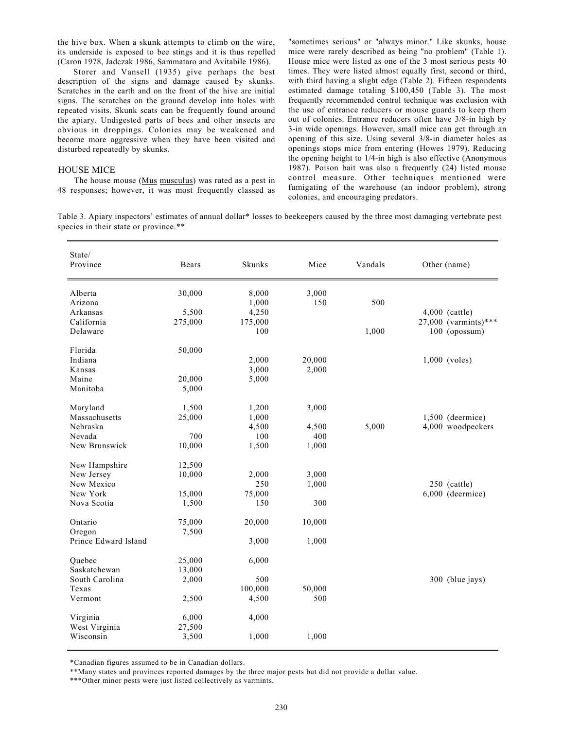the hive box. When a skunk attempts to climb on the wire, its underside is exposed to bee stings and it is thus repelled (Caron 1978, Jadczak 1986, Sammataro and Avitabile 1986).

Storer and Vansell (1935) give perhaps the best description of the signs and damage caused by skunks. Scratches in the earth and on the front of the hive are initial signs. The scratches on the ground develop into holes with repeated visits. Skunk scats can be frequently found around the apiary. Undigested parts of bees and other insects are obvious in droppings. Colonies may be weakened and become more aggressive when they have been visited and disturbed repeatedly by skunks.

## HOUSE MICE

The house mouse (*Mus musculus*) was rated as a pest in 48 responses; however, it was most frequently classed as "sometimes serious" or "always minor." Like skunks, house mice were rarely described as being "no problem" (Table 1). House mice were listed as one of the 3 most serious pests 40 times. They were listed almost equally first, second or third, with third having a slight edge (Table 2). Fifteen respondents estimated damage totaling $100,450 (Table 3). The most frequently recommended control technique was exclusion with the use of entrance reducers or mouse guards to keep them out of colonies. Entrance reducers often have 3/8-in high by 3-in wide openings. However, small mice can get through an opening of this size. Using several 3/8-in diameter holes as openings stops mice from entering (Howes 1979). Reducing the opening height to 1/4-in high is also effective (Anonymous 1987). Poison bait was also a frequently (24) listed mouse control measure. Other techniques mentioned were fumigating of the warehouse (an indoor problem), strong colonies, and encouraging predators.

Table 3. Apiary inspectors' estimates of annual dollar* losses to beekeepers caused by the three most damaging vertebrate pest species in their state or province.**

| State/ Province | Bears | Skunks | Mice | Vandals | Other (name) |
|---|---|---|---|---|---|
| Alberta | 30,000 | 8,000 | 3,000 | | |
| Arizona | | 1,000 | 150 | 500 | |
| Arkansas | 5,500 | 4,250 | | | 4,000 (cattle) |
| California | 275,000 | 175,000 | | | 27,000 (varmints)*** |
| Delaware | | 100 | | 1,000 | 100 (opossum) |
| Florida | 50,000 | | | | |
| Indiana | | 2,000 | 20,000 | | 1,000 (voles) |
| Kansas | | 3,000 | 2,000 | | |
| Maine | 20,000 | 5,000 | | | |
| Manitoba | 5,000 | | | | |
| Maryland | 1,500 | 1,200 | 3,000 | | |
| Massachusetts | 25,000 | 1,000 | | | 1,500 (deermice) |
| Nebraska | | 4,500 | 4,500 | 5,000 | 4,000 woodpeckers |
| Nevada | 700 | 100 | 400 | | |
| New Brunswick | 10,000 | 1,500 | 1,000 | | |
| New Hampshire | 12,500 | | | | |
| New Jersey | 10,000 | 2,000 | 3,000 | | |
| New Mexico | | 250 | 1,000 | | 250 (cattle) |
| New York | 15,000 | 75,000 | | | 6,000 (deermice) |
| Nova Scotia | 1,500 | 150 | 300 | | |
| Ontario | 75,000 | 20,000 | 10,000 | | |
| Oregon | 7,500 | | | | |
| Prince Edward Island | | 3,000 | 1,000 | | |
| Quebec | 25,000 | 6,000 | | | |
| Saskatchewan | 13,000 | | | | |
| South Carolina | 2,000 | 500 | | | 300 (blue jays) |
| Texas | | 100,000 | 50,000 | | |
| Vermont | 2,500 | 4,500 | 500 | | |
| Virginia | 6,000 | 4,000 | | | |
| West Virginia | 27,500 | | | | |
| Wisconsin | 3,500 | 1,000 | 1,000 | | |

*Canadian figures assumed to be in Canadian dollars.

**Many states and provinces reported damages by the three major pests but did not provide a dollar value.

***Other minor pests were just listed collectively as varmints.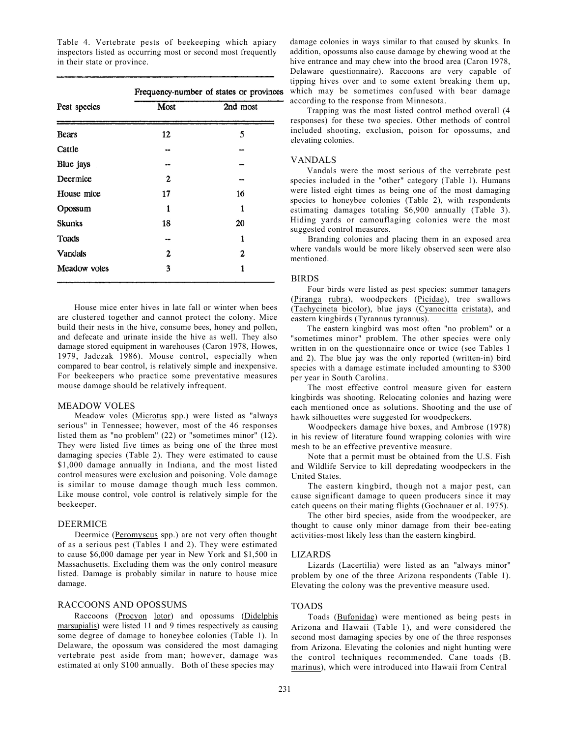Table 4. Vertebrate pests of beekeeping which apiary inspectors listed as occurring most or second most frequently in their state or province.

| Pest species | Frequency-number of states or provinces | |
|---|---|---|
| | Most | 2nd most |
| Bears | 12 | 5 |
| Cattle | -- | -- |
| Blue jays | -- | -- |
| Deermice | 2 | -- |
| House mice | 17 | 16 |
| Opossum | 1 | 1 |
| Skunks | 18 | 20 |
| Toads | -- | 1 |
| Vandals | 2 | 2 |
| Meadow voles | 3 | 1 |

House mice enter hives in late fall or winter when bees are clustered together and cannot protect the colony. Mice build their nests in the hive, consume bees, honey and pollen, and defecate and urinate inside the hive as well. They also damage stored equipment in warehouses (Caron 1978, Howes, 1979, Jadczak 1986). Mouse control, especially when compared to bear control, is relatively simple and inexpensive. For beekeepers who practice some preventative measures mouse damage should be relatively infrequent.

## MEADOW VOLES

Meadow voles (Microtus spp.) were listed as "always serious" in Tennessee; however, most of the 46 responses listed them as "no problem" (22) or "sometimes minor" (12). They were listed five times as being one of the three most damaging species (Table 2). They were estimated to cause $1,000 damage annually in Indiana, and the most listed control measures were exclusion and poisoning. Vole damage is similar to mouse damage though much less common. Like mouse control, vole control is relatively simple for the beekeeper.

## DEERMICE

Deermice (Peromyscus spp.) are not very often thought of as a serious pest (Tables 1 and 2). They were estimated to cause $6,000 damage per year in New York and $1,500 in Massachusetts. Excluding them was the only control measure listed. Damage is probably similar in nature to house mice damage.

## RACCOONS AND OPOSSUMS

Raccoons (Procyon lotor) and opossums (Didelphis marsupialis) were listed 11 and 9 times respectively as causing some degree of damage to honeybee colonies (Table 1). In Delaware, the opossum was considered the most damaging vertebrate pest aside from man; however, damage was estimated at only $100 annually. Both of these species may damage colonies in ways similar to that caused by skunks. In addition, opossums also cause damage by chewing wood at the hive entrance and may chew into the brood area (Caron 1978, Delaware questionnaire). Raccoons are very capable of tipping hives over and to some extent breaking them up, which may be sometimes confused with bear damage according to the response from Minnesota.

Trapping was the most listed control method overall (4 responses) for these two species. Other methods of control included shooting, exclusion, poison for opossums, and elevating colonies.

## VANDALS

Vandals were the most serious of the vertebrate pest species included in the "other" category (Table 1). Humans were listed eight times as being one of the most damaging species to honeybee colonies (Table 2), with respondents estimating damages totaling $6,900 annually (Table 3). Hiding yards or camouflaging colonies were the most suggested control measures.

Branding colonies and placing them in an exposed area where vandals would be more likely observed seen were also mentioned.

## BIRDS

Four birds were listed as pest species: summer tanagers (Piranga rubra), woodpeckers (Picidae), tree swallows (Tachycineta bicolor), blue jays (Cyanocitta cristata), and eastern kingbirds (Tyrannus tyrannus).

The eastern kingbird was most often "no problem" or a "sometimes minor" problem. The other species were only written in on the questionnaire once or twice (see Tables 1 and 2). The blue jay was the only reported (written-in) bird species with a damage estimate included amounting to $300 per year in South Carolina.

The most effective control measure given for eastern kingbirds was shooting. Relocating colonies and hazing were each mentioned once as solutions. Shooting and the use of hawk silhouettes were suggested for woodpeckers.

Woodpeckers damage hive boxes, and Ambrose (1978) in his review of literature found wrapping colonies with wire mesh to be an effective preventive measure.

Note that a permit must be obtained from the U.S. Fish and Wildlife Service to kill depredating woodpeckers in the United States.

The eastern kingbird, though not a major pest, can cause significant damage to queen producers since it may catch queens on their mating flights (Gochnauer et al. 1975).

The other bird species, aside from the woodpecker, are thought to cause only minor damage from their bee-eating activities-most likely less than the eastern kingbird.

## LIZARDS

Lizards (Lacertilia) were listed as an "always minor" problem by one of the three Arizona respondents (Table 1). Elevating the colony was the preventive measure used.

## TOADS

Toads (Bufonidae) were mentioned as being pests in Arizona and Hawaii (Table 1), and were considered the second most damaging species by one of the three responses from Arizona. Elevating the colonies and night hunting were the control techniques recommended. Cane toads (B. marinus), which were introduced into Hawaii from Central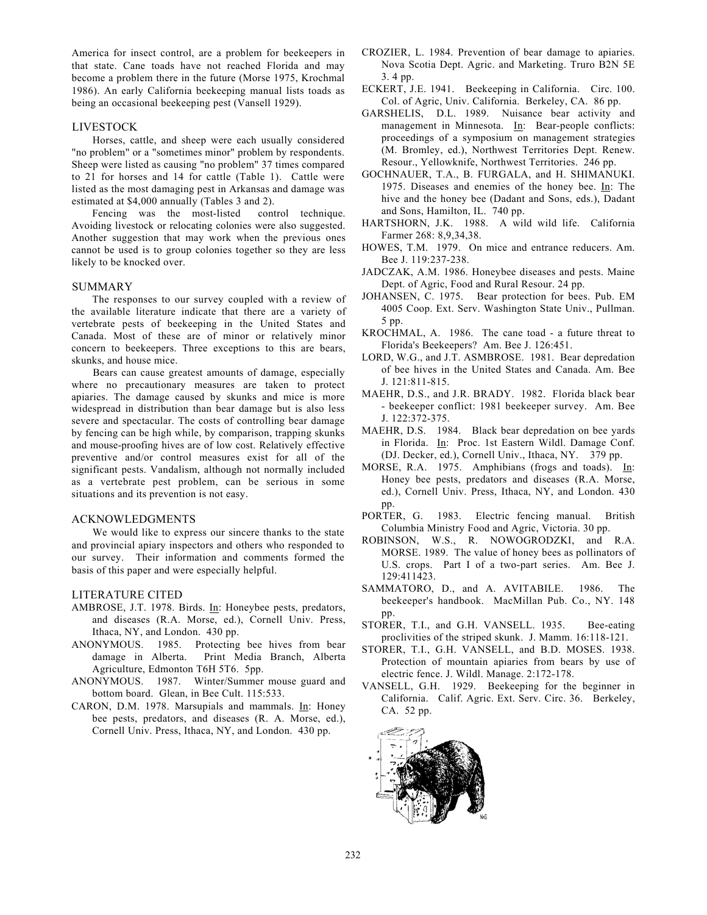America for insect control, are a problem for beekeepers in that state. Cane toads have not reached Florida and may become a problem there in the future (Morse 1975, Krochmal 1986). An early California beekeeping manual lists toads as being an occasional beekeeping pest (Vansell 1929).

## LIVESTOCK

Horses, cattle, and sheep were each usually considered "no problem" or a "sometimes minor" problem by respondents. Sheep were listed as causing "no problem" 37 times compared to 21 for horses and 14 for cattle (Table 1). Cattle were listed as the most damaging pest in Arkansas and damage was estimated at $4,000 annually (Tables 3 and 2).

Fencing was the most-listed control technique. Avoiding livestock or relocating colonies were also suggested. Another suggestion that may work when the previous ones cannot be used is to group colonies together so they are less likely to be knocked over.

## SUMMARY

The responses to our survey coupled with a review of the available literature indicate that there are a variety of vertebrate pests of beekeeping in the United States and Canada. Most of these are of minor or relatively minor concern to beekeepers. Three exceptions to this are bears, skunks, and house mice.

Bears can cause greatest amounts of damage, especially where no precautionary measures are taken to protect apiaries. The damage caused by skunks and mice is more widespread in distribution than bear damage but is also less severe and spectacular. The costs of controlling bear damage by fencing can be high while, by comparison, trapping skunks and mouse-proofing hives are of low cost. Relatively effective preventive and/or control measures exist for all of the significant pests. Vandalism, although not normally included as a vertebrate pest problem, can be serious in some situations and its prevention is not easy.

## ACKNOWLEDGMENTS

We would like to express our sincere thanks to the state and provincial apiary inspectors and others who responded to our survey. Their information and comments formed the basis of this paper and were especially helpful.

## LITERATURE CITED

AMBROSE, J.T. 1978. Birds. In: Honeybee pests, predators, and diseases (R.A. Morse, ed.), Cornell Univ. Press, Ithaca, NY, and London. 430 pp.

ANONYMOUS. 1985. Protecting bee hives from bear damage in Alberta. Print Media Branch, Alberta Agriculture, Edmonton T6H 5T6. 5pp.

ANONYMOUS. 1987. Winter/Summer mouse guard and bottom board. Glean, in Bee Cult. 115:533.

CARON, D.M. 1978. Marsupials and mammals. In: Honey bee pests, predators, and diseases (R. A. Morse, ed.), Cornell Univ. Press, Ithaca, NY, and London. 430 pp.

CROZIER, L. 1984. Prevention of bear damage to apiaries. Nova Scotia Dept. Agric. and Marketing. Truro B2N 5E 3. 4 pp.

ECKERT, J.E. 1941. Beekeeping in California. Circ. 100. Col. of Agric, Univ. California. Berkeley, CA. 86 pp.

GARSHELIS, D.L. 1989. Nuisance bear activity and management in Minnesota. In: Bear-people conflicts: proceedings of a symposium on management strategies (M. Bromley, ed.), Northwest Territories Dept. Renew. Resour., Yellowknife, Northwest Territories. 246 pp.

GOCHNAUER, T.A., B. FURGALA, and H. SHIMANUKI. 1975. Diseases and enemies of the honey bee. In: The hive and the honey bee (Dadant and Sons, eds.), Dadant and Sons, Hamilton, IL. 740 pp.

HARTSHORN, J.K. 1988. A wild wild life. California Farmer 268: 8,9,34,38.

HOWES, T.M. 1979. On mice and entrance reducers. Am. Bee J. 119:237-238.

JADCZAK, A.M. 1986. Honeybee diseases and pests. Maine Dept. of Agric, Food and Rural Resour. 24 pp.

JOHANSEN, C. 1975. Bear protection for bees. Pub. EM 4005 Coop. Ext. Serv. Washington State Univ., Pullman. 5 pp.

KROCHMAL, A. 1986. The cane toad - a future threat to Florida's Beekeepers? Am. Bee J. 126:451.

LORD, W.G., and J.T. ASMBROSE. 1981. Bear depredation of bee hives in the United States and Canada. Am. Bee J. 121:811-815.

MAEHR, D.S., and J.R. BRADY. 1982. Florida black bear - beekeeper conflict: 1981 beekeeper survey. Am. Bee J. 122:372-375.

MAEHR, D.S. 1984. Black bear depredation on bee yards in Florida. In: Proc. 1st Eastern Wildl. Damage Conf. (DJ. Decker, ed.), Cornell Univ., Ithaca, NY. 379 pp.

MORSE, R.A. 1975. Amphibians (frogs and toads). In: Honey bee pests, predators and diseases (R.A. Morse, ed.), Cornell Univ. Press, Ithaca, NY, and London. 430 pp.

PORTER, G. 1983. Electric fencing manual. British Columbia Ministry Food and Agric, Victoria. 30 pp.

ROBINSON, W.S., R. NOWOGRODZKI, and R.A. MORSE. 1989. The value of honey bees as pollinators of U.S. crops. Part I of a two-part series. Am. Bee J. 129:411423.

SAMMATORO, D., and A. AVITABILE. 1986. The beekeeper's handbook. MacMillan Pub. Co., NY. 148 pp.

STORER, T.I., and G.H. VANSELL. 1935. Bee-eating proclivities of the striped skunk. J. Mamm. 16:118-121.

STORER, T.I., G.H. VANSELL, and B.D. MOSES. 1938. Protection of mountain apiaries from bears by use of electric fence. J. Wildl. Manage. 2:172-178.

VANSELL, G.H. 1929. Beekeeping for the beginner in California. Calif. Agric. Ext. Serv. Circ. 36. Berkeley, CA. 52 pp.